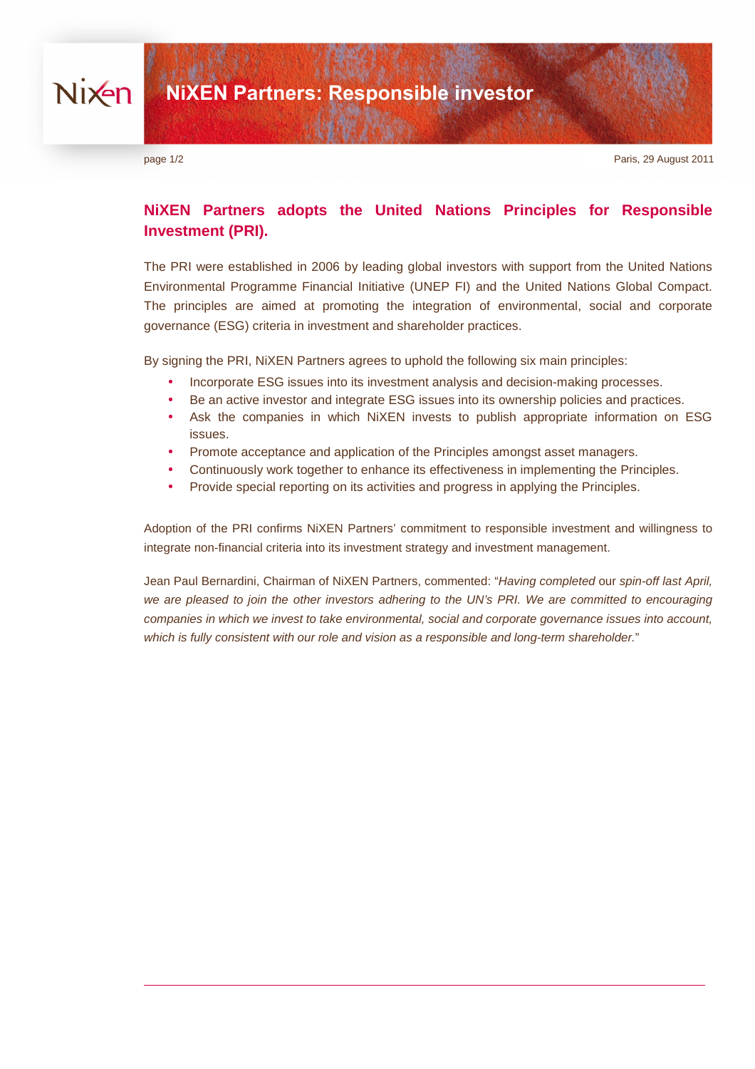# NiXEN Partners: Responsible investor

Paris, 29 August 2011

## NiXEN Partners adopts the United Nations Principles for Responsible Investment (PRI).

The PRI were established in 2006 by leading global investors with support from the United Nations Environmental Programme Financial Initiative (UNEP FI) and the United Nations Global Compact. The principles are aimed at promoting the integration of environmental, social and corporate governance (ESG) criteria in investment and shareholder practices.

By signing the PRI, NiXEN Partners agrees to uphold the following six main principles:

- Incorporate ESG issues into its investment analysis and decision-making processes.
- Be an active investor and integrate ESG issues into its ownership policies and practices.
- Ask the companies in which NiXEN invests to publish appropriate information on ESG issues.
- Promote acceptance and application of the Principles amongst asset managers.
- Continuously work together to enhance its effectiveness in implementing the Principles.
- Provide special reporting on its activities and progress in applying the Principles.

Adoption of the PRI confirms NiXEN Partners' commitment to responsible investment and willingness to integrate non-financial criteria into its investment strategy and investment management.

Jean Paul Bernardini, Chairman of NiXEN Partners, commented: "*Having completed* our *spin-off last April, we are pleased to join the other investors adhering to the UN's PRI. We are committed to encouraging companies in which we invest to take environmental, social and corporate governance issues into account, which is fully consistent with our role and vision as a responsible and long-term shareholder.*"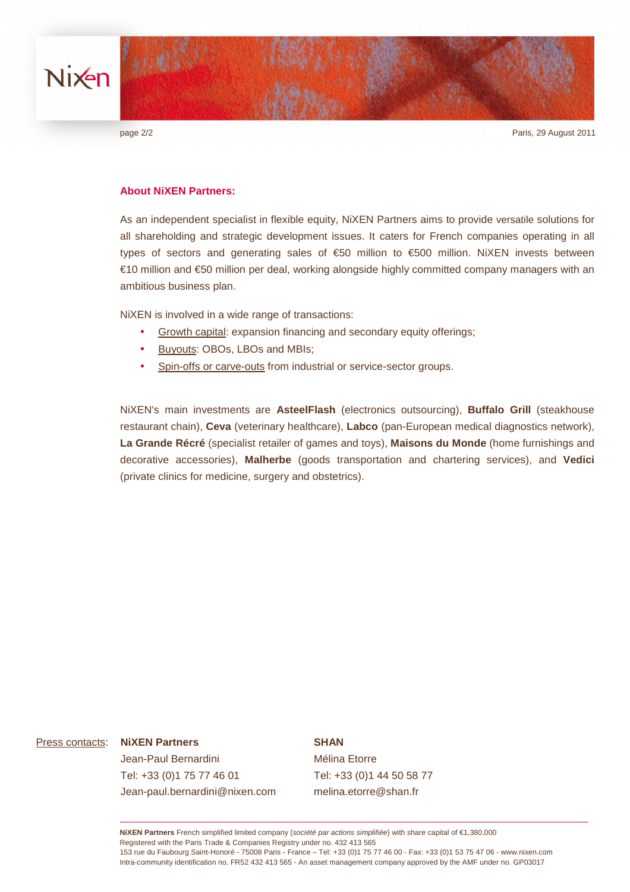## About NiXEN Partners:

As an independent specialist in flexible equity, NiXEN Partners aims to provide versatile solutions for all shareholding and strategic development issues. It caters for French companies operating in all types of sectors and generating sales of €50 million to €500 million. NiXEN invests between €10 million and €50 million per deal, working alongside highly committed company managers with an ambitious business plan.

NiXEN is involved in a wide range of transactions:

- Growth capital: expansion financing and secondary equity offerings;
- Buyouts: OBOs, LBOs and MBIs;
- Spin-offs or carve-outs from industrial or service-sector groups.

NiXEN's main investments are **AsteelFlash** (electronics outsourcing), **Buffalo Grill** (steakhouse restaurant chain), **Ceva** (veterinary healthcare), **Labco** (pan-European medical diagnostics network), **La Grande Récré** (specialist retailer of games and toys), **Maisons du Monde** (home furnishings and decorative accessories), **Malherbe** (goods transportation and chartering services), and **Vedici** (private clinics for medicine, surgery and obstetrics).

Press contacts:

**NiXEN Partners**
Jean-Paul Bernardini
Tel: +33 (0)1 75 77 46 01
Jean-paul.bernardini@nixen.com

**SHAN**
Mélina Etorre
Tel: +33 (0)1 44 50 58 77
melina.etorre@shan.fr

**NiXEN Partners** French simplified limited company (*société par actions simplifiée*) with share capital of €1,380,000
Registered with the Paris Trade & Companies Registry under no. 432 413 565
153 rue du Faubourg Saint-Honoré - 75008 Paris - France – Tel: +33 (0)1 75 77 46 00 - Fax: +33 (0)1 53 75 47 06 - www.nixen.com
Intra-community identification no. FR52 432 413 565 - An asset management company approved by the AMF under no. GP03017